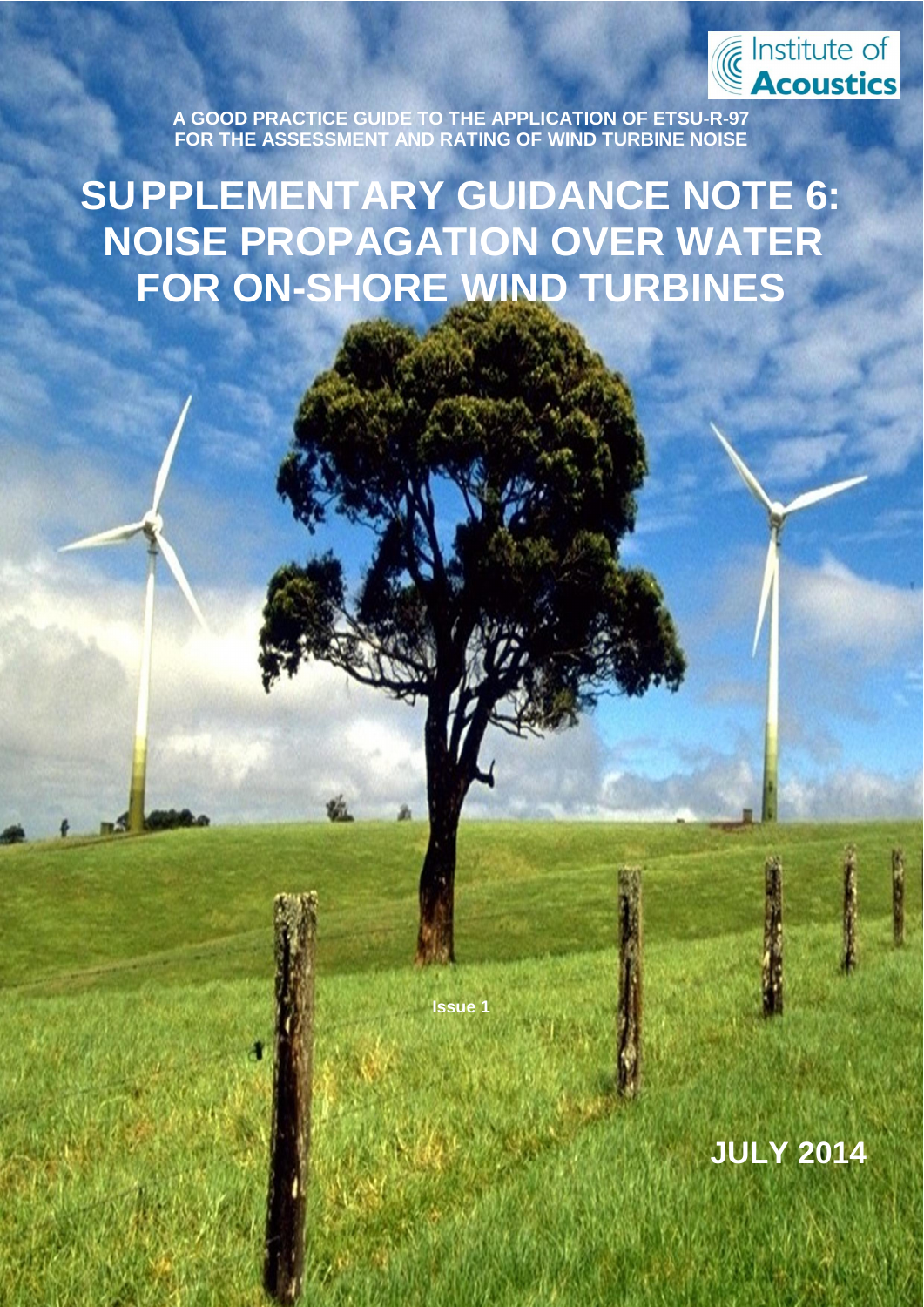Institute of Acoustics

A GOOD PRACTICE GUIDE TO THE APPLICATION OF ETSU-R-97 FOR THE ASSESSMENT AND RATING OF WIND TURBINE NOISE

# SUPPLEMENTARY GUIDANCE NOTE 6: NOISE PROPAGATION OVER WATER FOR ON-SHORE WIND TURBINES

Issue 1

JULY 2014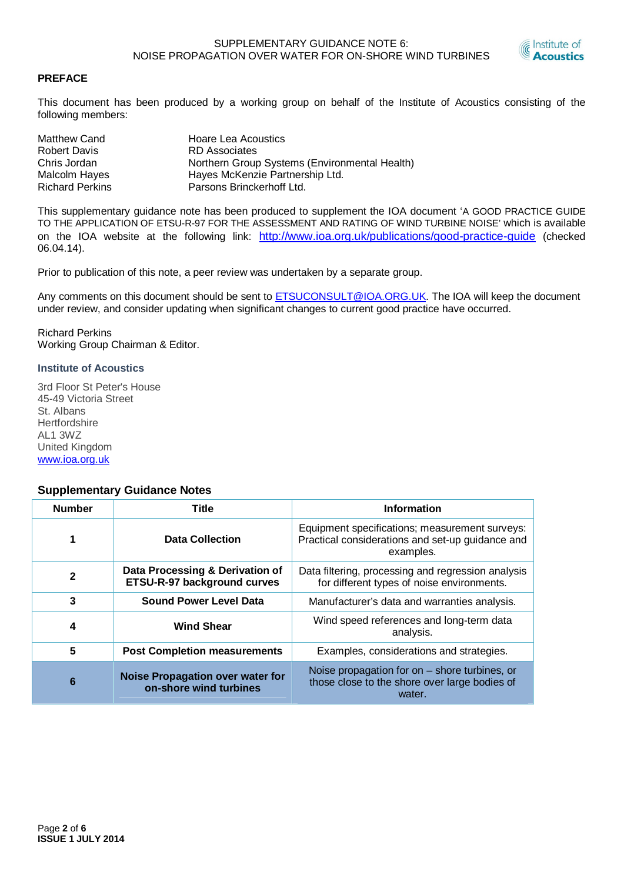## PREFACE

This document has been produced by a working group on behalf of the Institute of Acoustics consisting of the following members:

| | |
|---|---|
| Matthew Cand | Hoare Lea Acoustics |
| Robert Davis | RD Associates |
| Chris Jordan | Northern Group Systems (Environmental Health) |
| Malcolm Hayes | Hayes McKenzie Partnership Ltd. |
| Richard Perkins | Parsons Brinckerhoff Ltd. |

This supplementary guidance note has been produced to supplement the IOA document 'A GOOD PRACTICE GUIDE TO THE APPLICATION OF ETSU-R-97 FOR THE ASSESSMENT AND RATING OF WIND TURBINE NOISE' which is available on the IOA website at the following link: http://www.ioa.org.uk/publications/good-practice-guide (checked 06.04.14).

Prior to publication of this note, a peer review was undertaken by a separate group.

Any comments on this document should be sent to ETSUCONSULT@IOA.ORG.UK. The IOA will keep the document under review, and consider updating when significant changes to current good practice have occurred.

Richard Perkins
Working Group Chairman & Editor.

**Institute of Acoustics**

3rd Floor St Peter's House
45-49 Victoria Street
St. Albans
Hertfordshire
AL1 3WZ
United Kingdom
www.ioa.org.uk

### Supplementary Guidance Notes

| Number | Title | Information |
|---|---|---|
| 1 | Data Collection | Equipment specifications; measurement surveys: Practical considerations and set-up guidance and examples. |
| 2 | Data Processing & Derivation of ETSU-R-97 background curves | Data filtering, processing and regression analysis for different types of noise environments. |
| 3 | Sound Power Level Data | Manufacturer's data and warranties analysis. |
| 4 | Wind Shear | Wind speed references and long-term data analysis. |
| 5 | Post Completion measurements | Examples, considerations and strategies. |
| 6 | Noise Propagation over water for on-shore wind turbines | Noise propagation for on – shore turbines, or those close to the shore over large bodies of water. |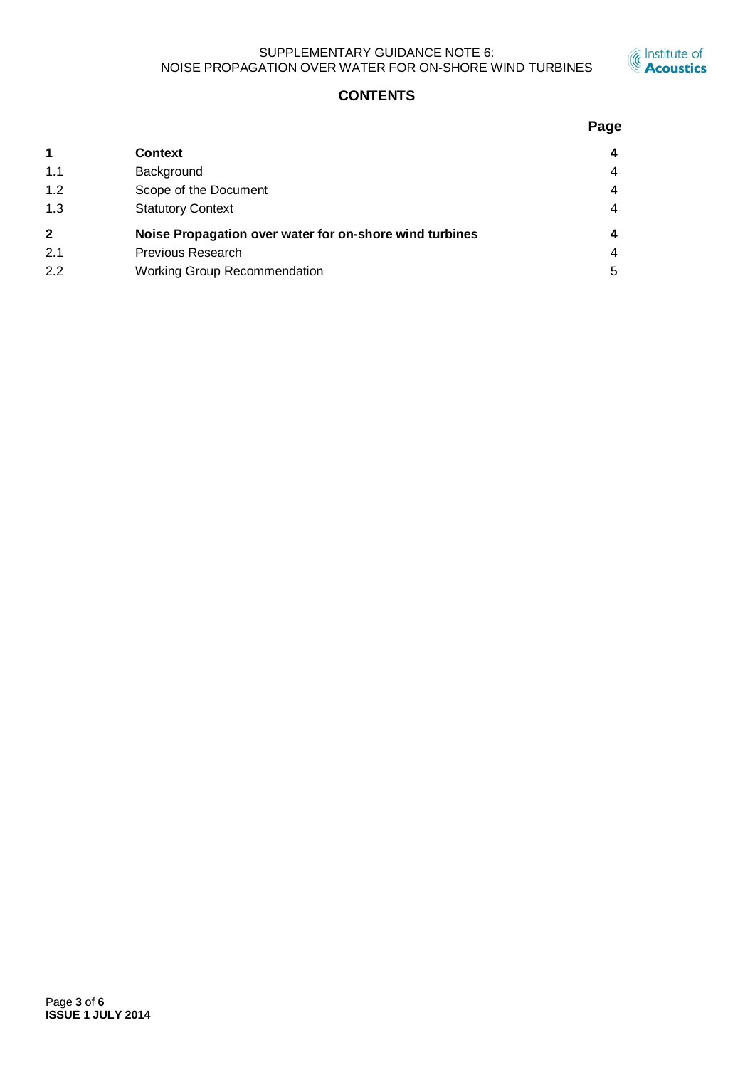## CONTENTS

| | | Page |
|---|---|---|
| **1** | **Context** | **4** |
| 1.1 | Background | 4 |
| 1.2 | Scope of the Document | 4 |
| 1.3 | Statutory Context | 4 |
| **2** | **Noise Propagation over water for on-shore wind turbines** | **4** |
| 2.1 | Previous Research | 4 |
| 2.2 | Working Group Recommendation | 5 |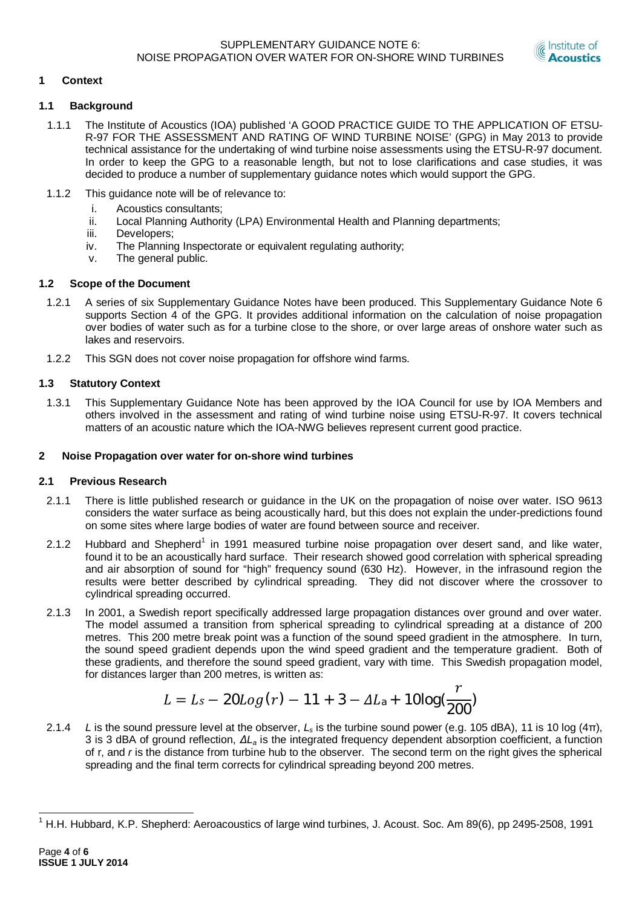## 1 Context

### 1.1 Background

1.1.1 The Institute of Acoustics (IOA) published 'A GOOD PRACTICE GUIDE TO THE APPLICATION OF ETSU-R-97 FOR THE ASSESSMENT AND RATING OF WIND TURBINE NOISE' (GPG) in May 2013 to provide technical assistance for the undertaking of wind turbine noise assessments using the ETSU-R-97 document. In order to keep the GPG to a reasonable length, but not to lose clarifications and case studies, it was decided to produce a number of supplementary guidance notes which would support the GPG.

1.1.2 This guidance note will be of relevance to:

i. Acoustics consultants;
ii. Local Planning Authority (LPA) Environmental Health and Planning departments;
iii. Developers;
iv. The Planning Inspectorate or equivalent regulating authority;
v. The general public.

### 1.2 Scope of the Document

1.2.1 A series of six Supplementary Guidance Notes have been produced. This Supplementary Guidance Note 6 supports Section 4 of the GPG. It provides additional information on the calculation of noise propagation over bodies of water such as for a turbine close to the shore, or over large areas of onshore water such as lakes and reservoirs.

1.2.2 This SGN does not cover noise propagation for offshore wind farms.

### 1.3 Statutory Context

1.3.1 This Supplementary Guidance Note has been approved by the IOA Council for use by IOA Members and others involved in the assessment and rating of wind turbine noise using ETSU-R-97. It covers technical matters of an acoustic nature which the IOA-NWG believes represent current good practice.

## 2 Noise Propagation over water for on-shore wind turbines

### 2.1 Previous Research

2.1.1 There is little published research or guidance in the UK on the propagation of noise over water. ISO 9613 considers the water surface as being acoustically hard, but this does not explain the under-predictions found on some sites where large bodies of water are found between source and receiver.

2.1.2 Hubbard and Shepherd[1] in 1991 measured turbine noise propagation over desert sand, and like water, found it to be an acoustically hard surface. Their research showed good correlation with spherical spreading and air absorption of sound for "high" frequency sound (630 Hz). However, in the infrasound region the results were better described by cylindrical spreading. They did not discover where the crossover to cylindrical spreading occurred.

2.1.3 In 2001, a Swedish report specifically addressed large propagation distances over ground and over water. The model assumed a transition from spherical spreading to cylindrical spreading at a distance of 200 metres. This 200 metre break point was a function of the sound speed gradient in the atmosphere. In turn, the sound speed gradient depends upon the wind speed gradient and the temperature gradient. Both of these gradients, and therefore the sound speed gradient, vary with time. This Swedish propagation model, for distances larger than 200 metres, is written as:

$$L = L_s - 20Log(r) - 11 + 3 - \Delta L_a + 10\log(\frac{r}{200})$$

2.1.4 $L$ is the sound pressure level at the observer, $L_s$ is the turbine sound power (e.g. 105 dBA), 11 is 10 log (4π), 3 is 3 dBA of ground reflection, $\Delta L_a$ is the integrated frequency dependent absorption coefficient, a function of r, and $r$ is the distance from turbine hub to the observer. The second term on the right gives the spherical spreading and the final term corrects for cylindrical spreading beyond 200 metres.

[1] H.H. Hubbard, K.P. Shepherd: Aeroacoustics of large wind turbines, J. Acoust. Soc. Am 89(6), pp 2495-2508, 1991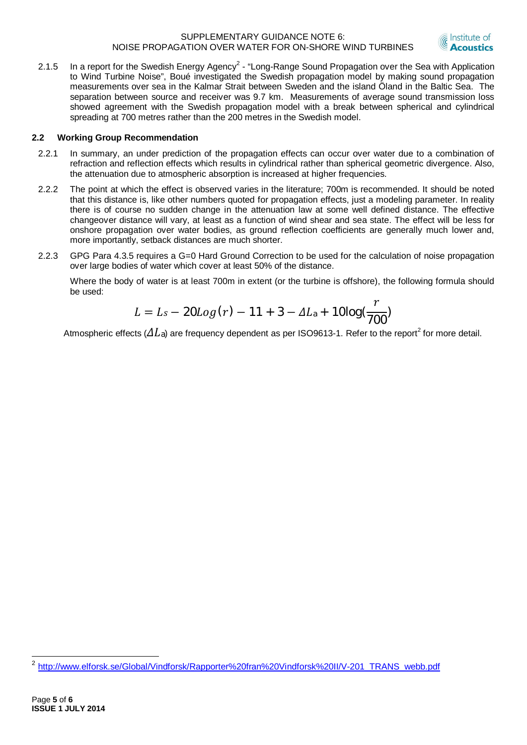2.1.5 In a report for the Swedish Energy Agency[2] - "Long-Range Sound Propagation over the Sea with Application to Wind Turbine Noise", Boué investigated the Swedish propagation model by making sound propagation measurements over sea in the Kalmar Strait between Sweden and the island Öland in the Baltic Sea. The separation between source and receiver was 9.7 km. Measurements of average sound transmission loss showed agreement with the Swedish propagation model with a break between spherical and cylindrical spreading at 700 metres rather than the 200 metres in the Swedish model.

## 2.2 Working Group Recommendation

2.2.1 In summary, an under prediction of the propagation effects can occur over water due to a combination of refraction and reflection effects which results in cylindrical rather than spherical geometric divergence. Also, the attenuation due to atmospheric absorption is increased at higher frequencies.

2.2.2 The point at which the effect is observed varies in the literature; 700m is recommended. It should be noted that this distance is, like other numbers quoted for propagation effects, just a modeling parameter. In reality there is of course no sudden change in the attenuation law at some well defined distance. The effective changeover distance will vary, at least as a function of wind shear and sea state. The effect will be less for onshore propagation over water bodies, as ground reflection coefficients are generally much lower and, more importantly, setback distances are much shorter.

2.2.3 GPG Para 4.3.5 requires a G=0 Hard Ground Correction to be used for the calculation of noise propagation over large bodies of water which cover at least 50% of the distance.

Where the body of water is at least 700m in extent (or the turbine is offshore), the following formula should be used:

$$L = L_s - 20Log(r) - 11 + 3 - \Delta L_a + 10\log(\frac{r}{700})$$

Atmospheric effects ($\Delta L_a$) are frequency dependent as per ISO9613-1. Refer to the report[2] for more detail.

[2] http://www.elforsk.se/Global/Vindforsk/Rapporter%20fran%20Vindforsk%20II/V-201_TRANS_webb.pdf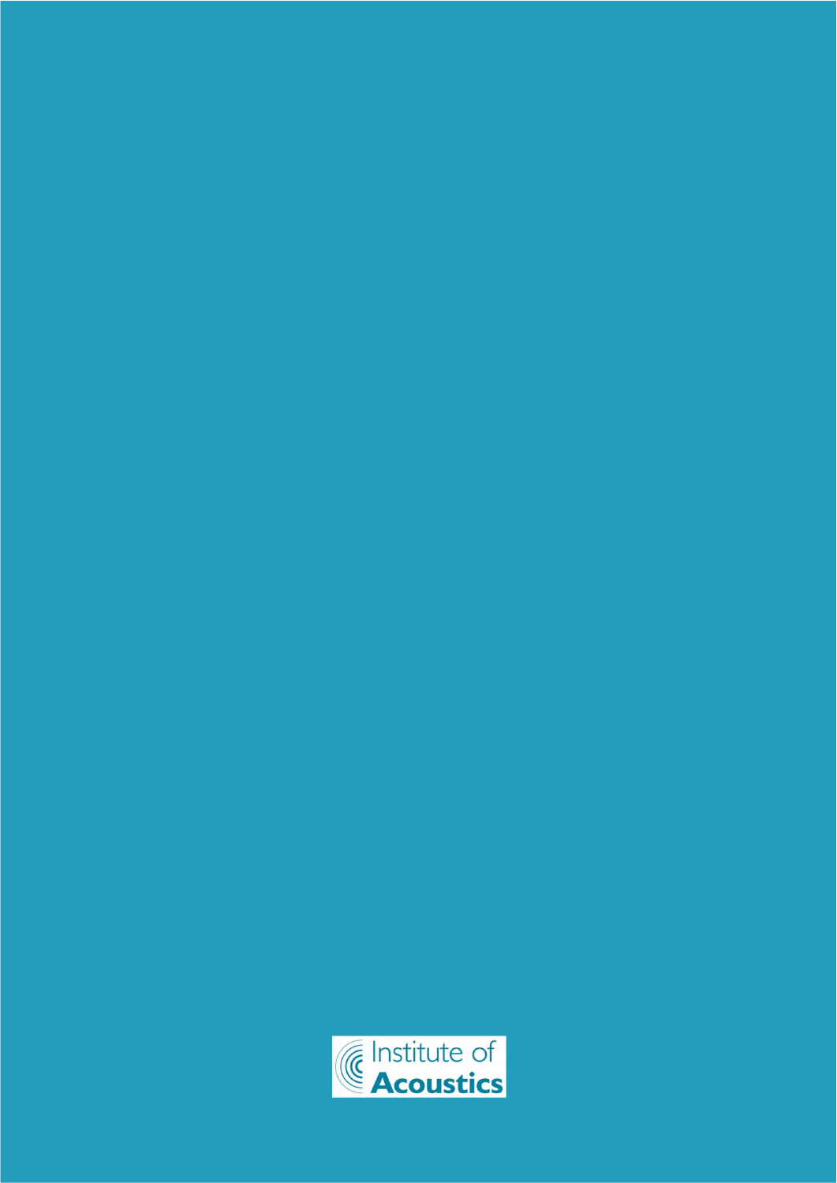Institute of Acoustics